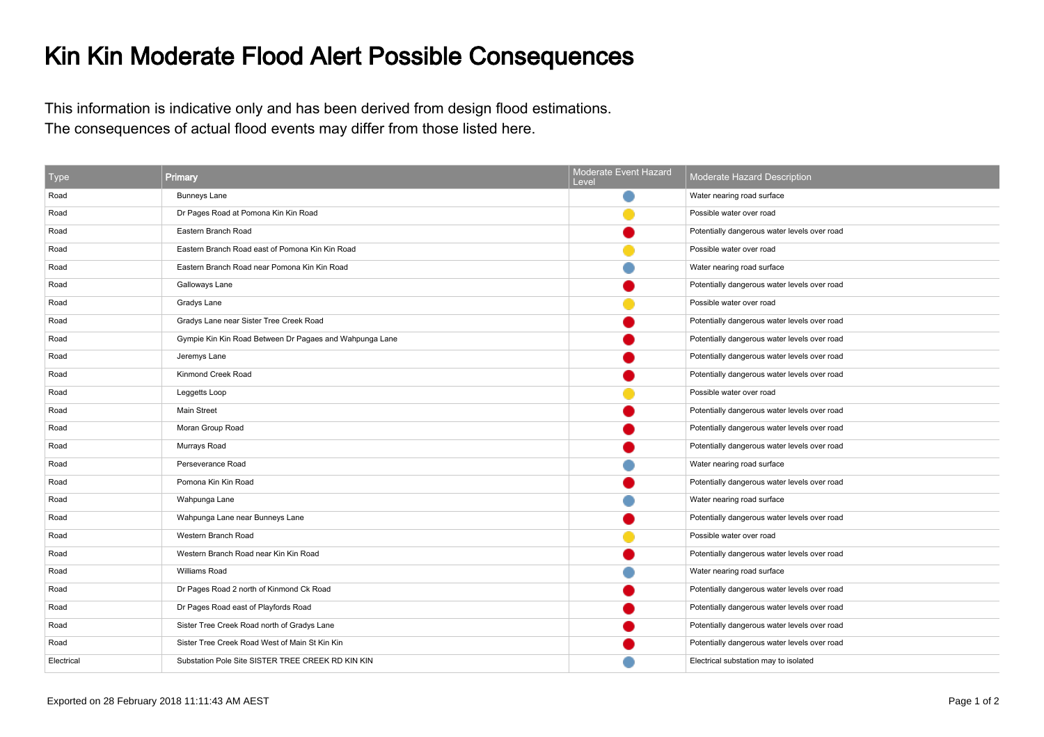# Kin Kin Moderate Flood Alert Possible Consequences

This information is indicative only and has been derived from design flood estimations.
The consequences of actual flood events may differ from those listed here.

| Type | Primary | Moderate Event Hazard Level | Moderate Hazard Description |
|---|---|---|---|
| Road | Bunneys Lane | Blue | Water nearing road surface |
| Road | Dr Pages Road at Pomona Kin Kin Road | Yellow | Possible water over road |
| Road | Eastern Branch Road | Red | Potentially dangerous water levels over road |
| Road | Eastern Branch Road east of Pomona Kin Kin Road | Yellow | Possible water over road |
| Road | Eastern Branch Road near Pomona Kin Kin Road | Blue | Water nearing road surface |
| Road | Galloways Lane | Red | Potentially dangerous water levels over road |
| Road | Gradys Lane | Yellow | Possible water over road |
| Road | Gradys Lane near Sister Tree Creek Road | Red | Potentially dangerous water levels over road |
| Road | Gympie Kin Kin Road Between Dr Pagaes and Wahpunga Lane | Red | Potentially dangerous water levels over road |
| Road | Jeremys Lane | Red | Potentially dangerous water levels over road |
| Road | Kinmond Creek Road | Red | Potentially dangerous water levels over road |
| Road | Leggetts Loop | Yellow | Possible water over road |
| Road | Main Street | Red | Potentially dangerous water levels over road |
| Road | Moran Group Road | Red | Potentially dangerous water levels over road |
| Road | Murrays Road | Red | Potentially dangerous water levels over road |
| Road | Perseverance Road | Blue | Water nearing road surface |
| Road | Pomona Kin Kin Road | Red | Potentially dangerous water levels over road |
| Road | Wahpunga Lane | Blue | Water nearing road surface |
| Road | Wahpunga Lane near Bunneys Lane | Red | Potentially dangerous water levels over road |
| Road | Western Branch Road | Yellow | Possible water over road |
| Road | Western Branch Road near Kin Kin Road | Red | Potentially dangerous water levels over road |
| Road | Williams Road | Blue | Water nearing road surface |
| Road | Dr Pages Road 2 north of Kinmond Ck Road | Red | Potentially dangerous water levels over road |
| Road | Dr Pages Road east of Playfords Road | Red | Potentially dangerous water levels over road |
| Road | Sister Tree Creek Road north of Gradys Lane | Red | Potentially dangerous water levels over road |
| Road | Sister Tree Creek Road West of Main St Kin Kin | Red | Potentially dangerous water levels over road |
| Electrical | Substation Pole Site SISTER TREE CREEK RD KIN KIN | Blue | Electrical substation may to isolated |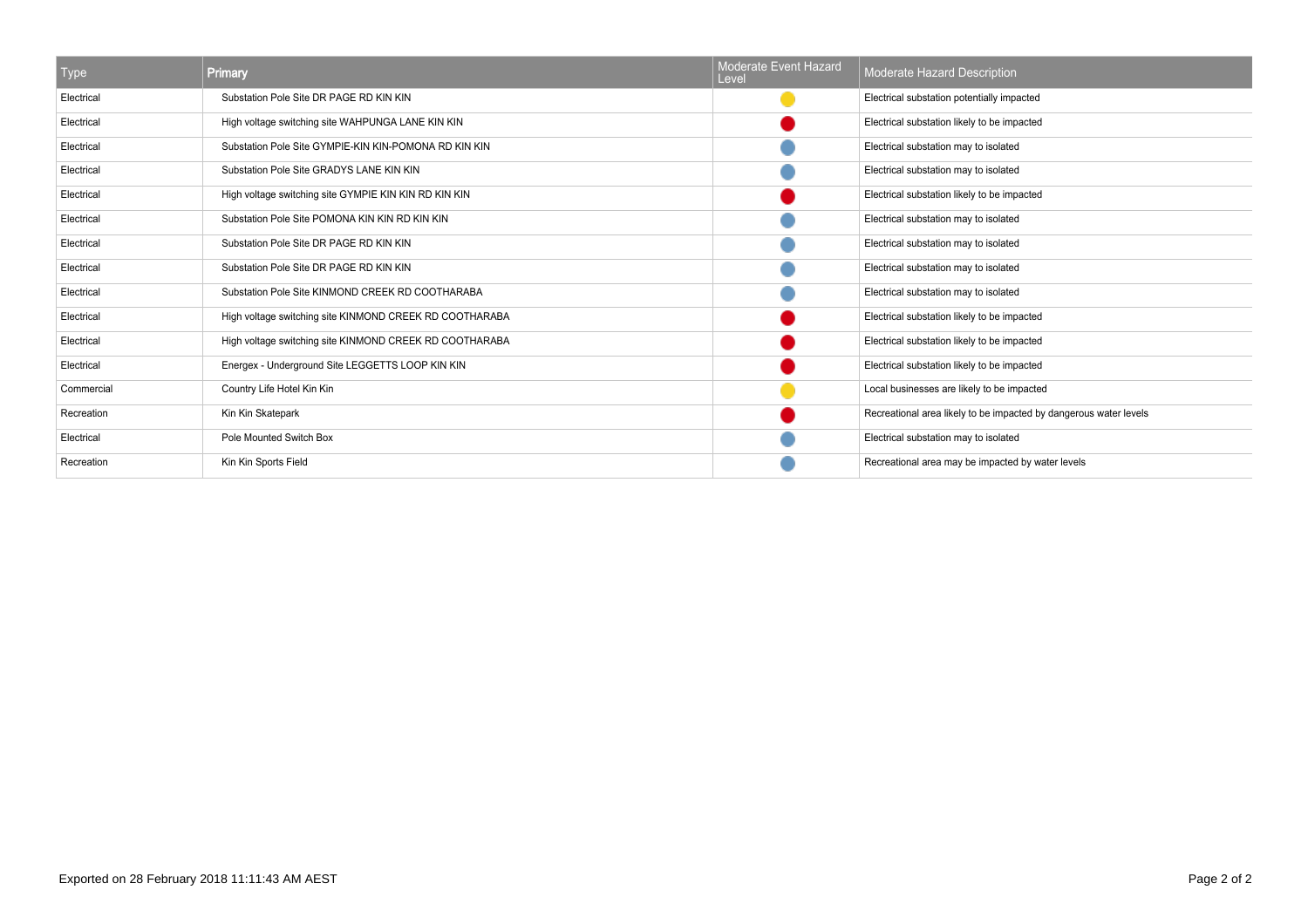| Type | Primary | Moderate Event Hazard Level | Moderate Hazard Description |
|---|---|---|---|
| Electrical | Substation Pole Site DR PAGE RD KIN KIN | 🟡 | Electrical substation potentially impacted |
| Electrical | High voltage switching site WAHPUNGA LANE KIN KIN | 🔴 | Electrical substation likely to be impacted |
| Electrical | Substation Pole Site GYMPIE-KIN KIN-POMONA RD KIN KIN | 🔵 | Electrical substation may to isolated |
| Electrical | Substation Pole Site GRADYS LANE KIN KIN | 🔵 | Electrical substation may to isolated |
| Electrical | High voltage switching site GYMPIE KIN KIN RD KIN KIN | 🔴 | Electrical substation likely to be impacted |
| Electrical | Substation Pole Site POMONA KIN KIN RD KIN KIN | 🔵 | Electrical substation may to isolated |
| Electrical | Substation Pole Site DR PAGE RD KIN KIN | 🔵 | Electrical substation may to isolated |
| Electrical | Substation Pole Site DR PAGE RD KIN KIN | 🔵 | Electrical substation may to isolated |
| Electrical | Substation Pole Site KINMOND CREEK RD COOTHARABA | 🔵 | Electrical substation may to isolated |
| Electrical | High voltage switching site KINMOND CREEK RD COOTHARABA | 🔴 | Electrical substation likely to be impacted |
| Electrical | High voltage switching site KINMOND CREEK RD COOTHARABA | 🔴 | Electrical substation likely to be impacted |
| Electrical | Energex - Underground Site LEGGETTS LOOP KIN KIN | 🔴 | Electrical substation likely to be impacted |
| Commercial | Country Life Hotel Kin Kin | 🟡 | Local businesses are likely to be impacted |
| Recreation | Kin Kin Skatepark | 🔴 | Recreational area likely to be impacted by dangerous water levels |
| Electrical | Pole Mounted Switch Box | 🔵 | Electrical substation may to isolated |
| Recreation | Kin Kin Sports Field | 🔵 | Recreational area may be impacted by water levels |